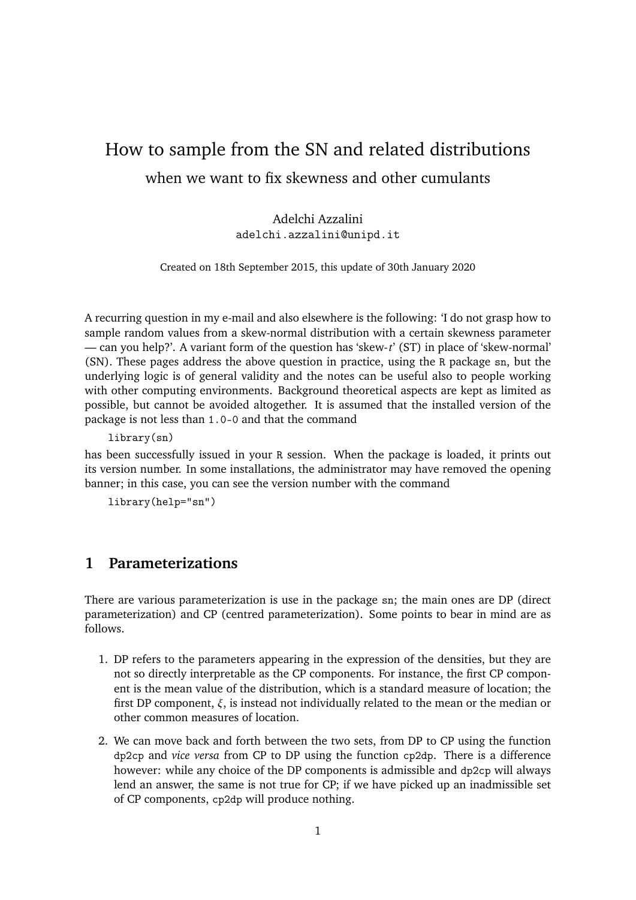# How to sample from the SN and related distributions

## when we want to fix skewness and other cumulants

Adelchi Azzalini
adelchi.azzalini@unipd.it

Created on 18th September 2015, this update of 30th January 2020

A recurring question in my e-mail and also elsewhere is the following: 'I do not grasp how to sample random values from a skew-normal distribution with a certain skewness parameter — can you help?'. A variant form of the question has 'skew-*t*' (ST) in place of 'skew-normal' (SN). These pages address the above question in practice, using the R package sn, but the underlying logic is of general validity and the notes can be useful also to people working with other computing environments. Background theoretical aspects are kept as limited as possible, but cannot be avoided altogether. It is assumed that the installed version of the package is not less than 1.0-0 and that the command

```
library(sn)
```

has been successfully issued in your R session. When the package is loaded, it prints out its version number. In some installations, the administrator may have removed the opening banner; in this case, you can see the version number with the command

```
library(help="sn")
```

## 1 Parameterizations

There are various parameterization is use in the package sn; the main ones are DP (direct parameterization) and CP (centred parameterization). Some points to bear in mind are as follows.

1. DP refers to the parameters appearing in the expression of the densities, but they are not so directly interpretable as the CP components. For instance, the first CP component is the mean value of the distribution, which is a standard measure of location; the first DP component, $\xi$, is instead not individually related to the mean or the median or other common measures of location.
2. We can move back and forth between the two sets, from DP to CP using the function dp2cp and *vice versa* from CP to DP using the function cp2dp. There is a difference however: while any choice of the DP components is admissible and dp2cp will always lend an answer, the same is not true for CP; if we have picked up an inadmissible set of CP components, cp2dp will produce nothing.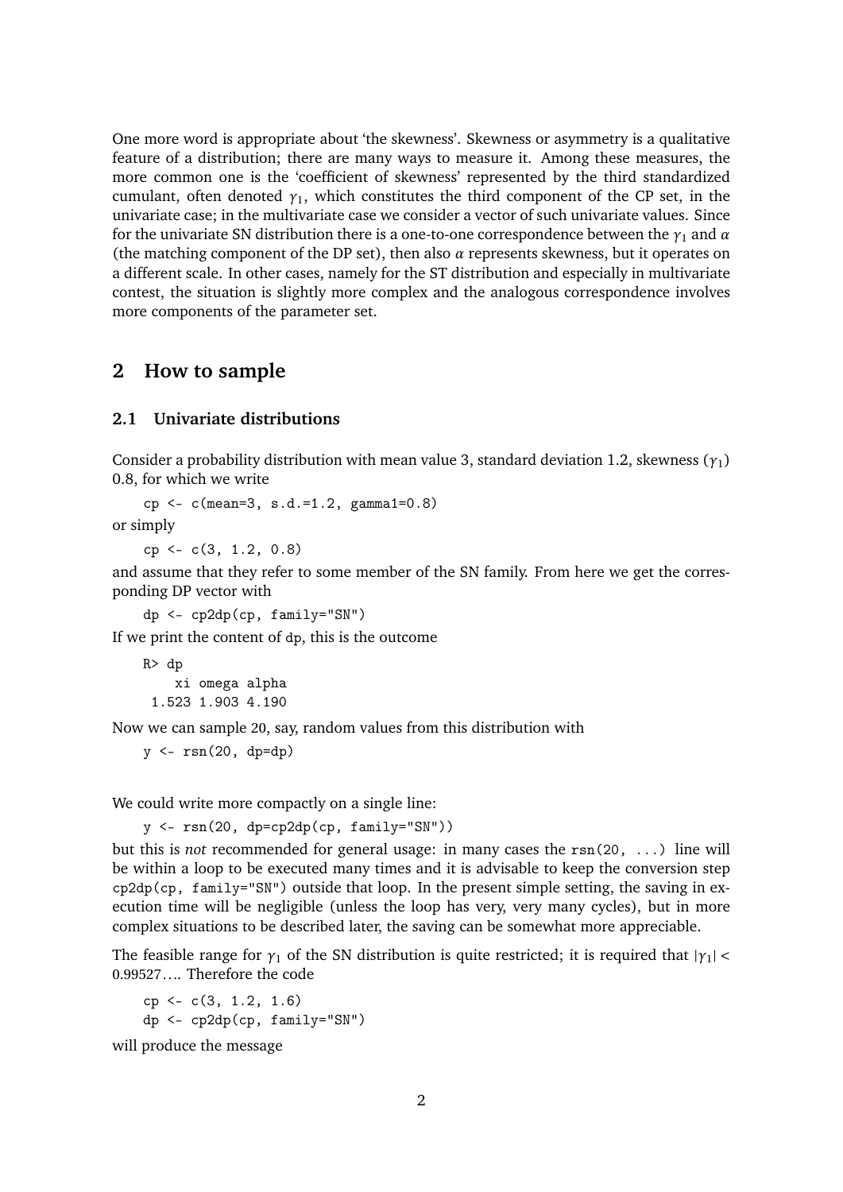One more word is appropriate about 'the skewness'. Skewness or asymmetry is a qualitative feature of a distribution; there are many ways to measure it. Among these measures, the more common one is the 'coefficient of skewness' represented by the third standardized cumulant, often denoted $\gamma_1$, which constitutes the third component of the CP set, in the univariate case; in the multivariate case we consider a vector of such univariate values. Since for the univariate SN distribution there is a one-to-one correspondence between the $\gamma_1$ and $\alpha$ (the matching component of the DP set), then also $\alpha$ represents skewness, but it operates on a different scale. In other cases, namely for the ST distribution and especially in multivariate contest, the situation is slightly more complex and the analogous correspondence involves more components of the parameter set.

## 2 How to sample

### 2.1 Univariate distributions

Consider a probability distribution with mean value 3, standard deviation 1.2, skewness ($\gamma_1$) 0.8, for which we write

```
cp <- c(mean=3, s.d.=1.2, gamma1=0.8)
```

or simply

```
cp <- c(3, 1.2, 0.8)
```

and assume that they refer to some member of the SN family. From here we get the corresponding DP vector with

```
dp <- cp2dp(cp, family="SN")
```

If we print the content of `dp`, this is the outcome

```
R> dp
    xi omega alpha
 1.523 1.903 4.190
```

Now we can sample 20, say, random values from this distribution with

```
y <- rsn(20, dp=dp)
```

We could write more compactly on a single line:

```
y <- rsn(20, dp=cp2dp(cp, family="SN"))
```

but this is *not* recommended for general usage: in many cases the `rsn(20, ...)` line will be within a loop to be executed many times and it is advisable to keep the conversion step `cp2dp(cp, family="SN")` outside that loop. In the present simple setting, the saving in execution time will be negligible (unless the loop has very, very many cycles), but in more complex situations to be described later, the saving can be somewhat more appreciable.

The feasible range for $\gamma_1$ of the SN distribution is quite restricted; it is required that $|\gamma_1| < 0.99527\ldots$. Therefore the code

```
cp <- c(3, 1.2, 1.6)
dp <- cp2dp(cp, family="SN")
```

will produce the message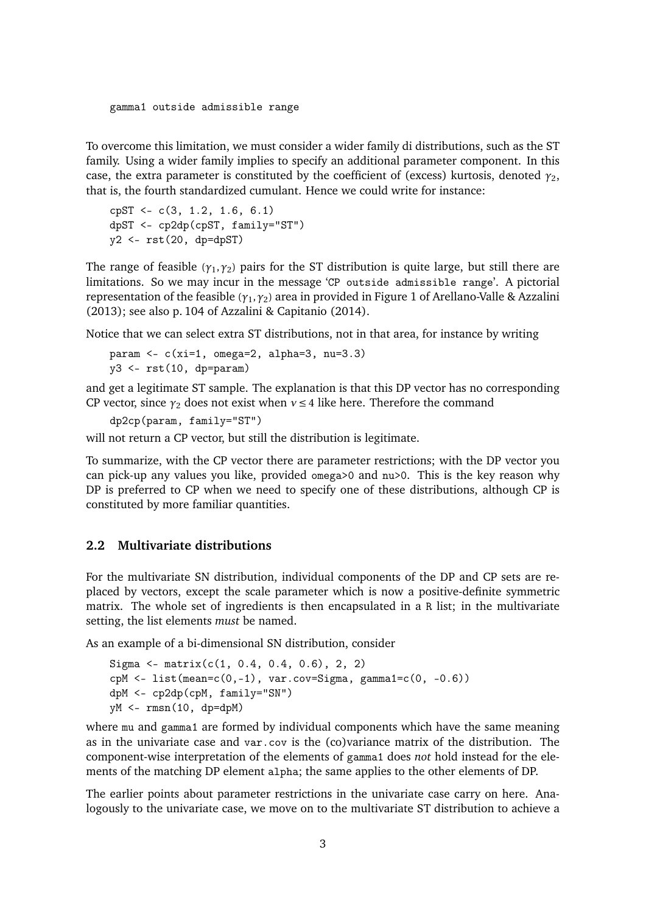```
gamma1 outside admissible range
```

To overcome this limitation, we must consider a wider family di distributions, such as the ST family. Using a wider family implies to specify an additional parameter component. In this case, the extra parameter is constituted by the coefficient of (excess) kurtosis, denoted $\gamma_2$, that is, the fourth standardized cumulant. Hence we could write for instance:

```
cpST <- c(3, 1.2, 1.6, 6.1)
dpST <- cp2dp(cpST, family="ST")
y2 <- rst(20, dp=dpST)
```

The range of feasible $(\gamma_1, \gamma_2)$ pairs for the ST distribution is quite large, but still there are limitations. So we may incur in the message '`CP outside admissible range`'. A pictorial representation of the feasible $(\gamma_1, \gamma_2)$ area in provided in Figure 1 of Arellano-Valle & Azzalini (2013); see also p. 104 of Azzalini & Capitanio (2014).

Notice that we can select extra ST distributions, not in that area, for instance by writing

```
param <- c(xi=1, omega=2, alpha=3, nu=3.3)
y3 <- rst(10, dp=param)
```

and get a legitimate ST sample. The explanation is that this DP vector has no corresponding CP vector, since $\gamma_2$ does not exist when $\nu \leq 4$ like here. Therefore the command

```
dp2cp(param, family="ST")
```

will not return a CP vector, but still the distribution is legitimate.

To summarize, with the CP vector there are parameter restrictions; with the DP vector you can pick-up any values you like, provided `omega>0` and `nu>0`. This is the key reason why DP is preferred to CP when we need to specify one of these distributions, although CP is constituted by more familiar quantities.

## 2.2 Multivariate distributions

For the multivariate SN distribution, individual components of the DP and CP sets are replaced by vectors, except the scale parameter which is now a positive-definite symmetric matrix. The whole set of ingredients is then encapsulated in a `R` list; in the multivariate setting, the list elements *must* be named.

As an example of a bi-dimensional SN distribution, consider

```
Sigma <- matrix(c(1, 0.4, 0.4, 0.6), 2, 2)
cpM <- list(mean=c(0,-1), var.cov=Sigma, gamma1=c(0, -0.6))
dpM <- cp2dp(cpM, family="SN")
yM <- rmsn(10, dp=dpM)
```

where `mu` and `gamma1` are formed by individual components which have the same meaning as in the univariate case and `var.cov` is the (co)variance matrix of the distribution. The component-wise interpretation of the elements of `gamma1` does *not* hold instead for the elements of the matching DP element `alpha`; the same applies to the other elements of DP.

The earlier points about parameter restrictions in the univariate case carry on here. Analogously to the univariate case, we move on to the multivariate ST distribution to achieve a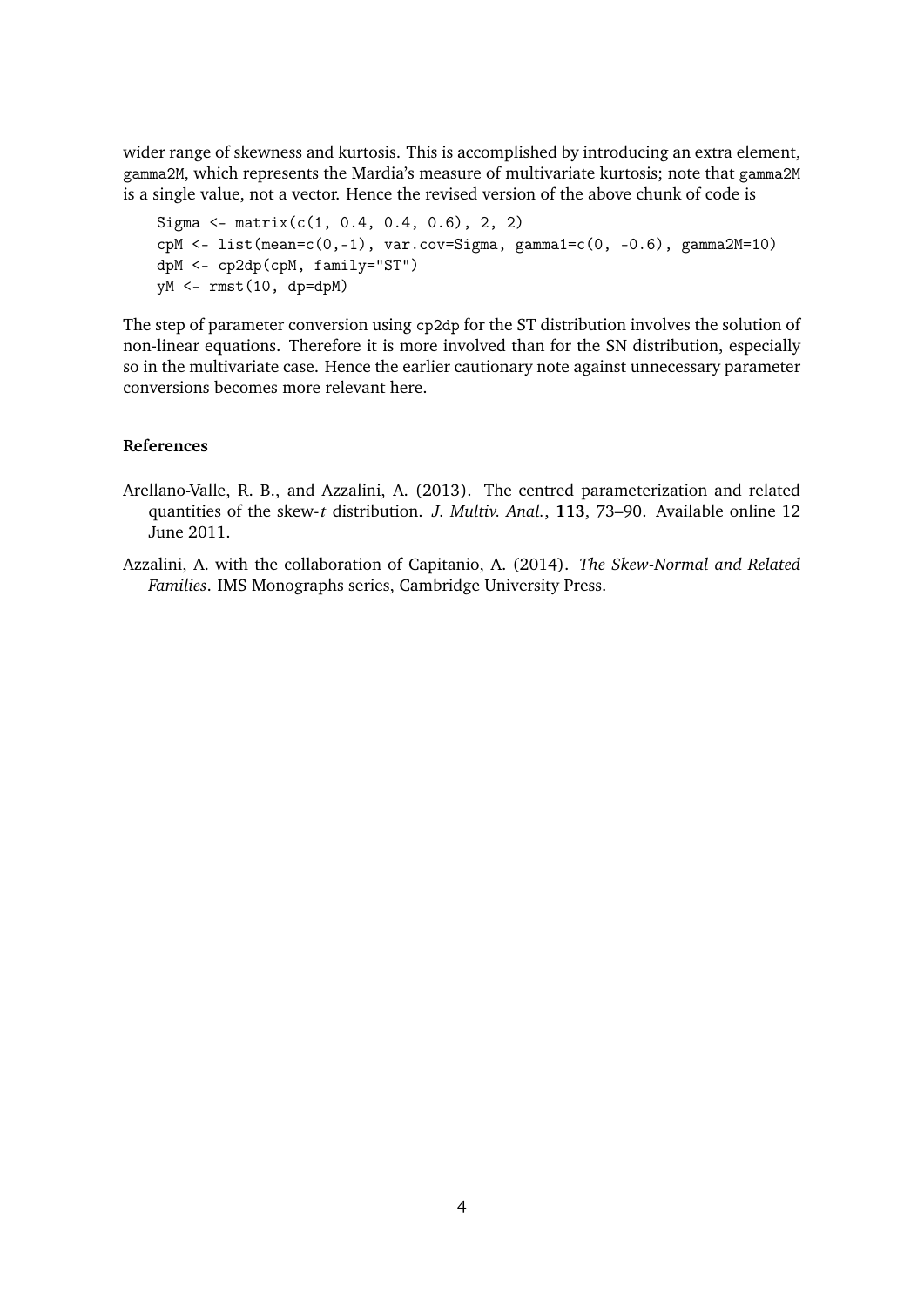wider range of skewness and kurtosis. This is accomplished by introducing an extra element, `gamma2M`, which represents the Mardia's measure of multivariate kurtosis; note that `gamma2M` is a single value, not a vector. Hence the revised version of the above chunk of code is

```
Sigma <- matrix(c(1, 0.4, 0.4, 0.6), 2, 2)
cpM <- list(mean=c(0,-1), var.cov=Sigma, gamma1=c(0, -0.6), gamma2M=10)
dpM <- cp2dp(cpM, family="ST")
yM <- rmst(10, dp=dpM)
```

The step of parameter conversion using `cp2dp` for the ST distribution involves the solution of non-linear equations. Therefore it is more involved than for the SN distribution, especially so in the multivariate case. Hence the earlier cautionary note against unnecessary parameter conversions becomes more relevant here.

### References

Arellano-Valle, R. B., and Azzalini, A. (2013). The centred parameterization and related quantities of the skew-*t* distribution. *J. Multiv. Anal.*, **113**, 73–90. Available online 12 June 2011.

Azzalini, A. with the collaboration of Capitanio, A. (2014). *The Skew-Normal and Related Families*. IMS Monographs series, Cambridge University Press.